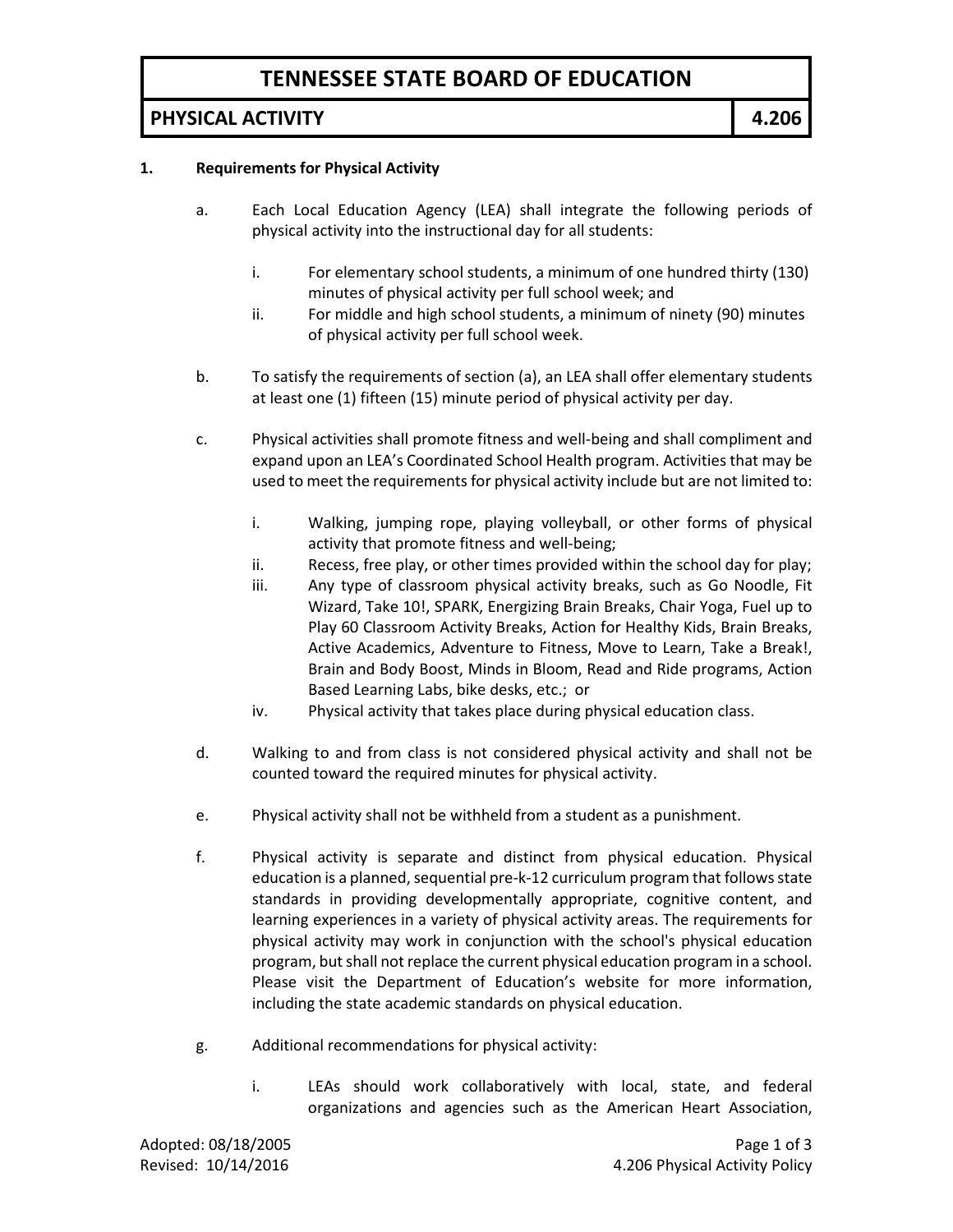# TENNESSEE STATE BOARD OF EDUCATION

## PHYSICAL ACTIVITY — 4.206

**1. Requirements for Physical Activity**

a. Each Local Education Agency (LEA) shall integrate the following periods of physical activity into the instructional day for all students:

   i. For elementary school students, a minimum of one hundred thirty (130) minutes of physical activity per full school week; and

   ii. For middle and high school students, a minimum of ninety (90) minutes of physical activity per full school week.

b. To satisfy the requirements of section (a), an LEA shall offer elementary students at least one (1) fifteen (15) minute period of physical activity per day.

c. Physical activities shall promote fitness and well-being and shall compliment and expand upon an LEA's Coordinated School Health program. Activities that may be used to meet the requirements for physical activity include but are not limited to:

   i. Walking, jumping rope, playing volleyball, or other forms of physical activity that promote fitness and well-being;

   ii. Recess, free play, or other times provided within the school day for play;

   iii. Any type of classroom physical activity breaks, such as Go Noodle, Fit Wizard, Take 10!, SPARK, Energizing Brain Breaks, Chair Yoga, Fuel up to Play 60 Classroom Activity Breaks, Action for Healthy Kids, Brain Breaks, Active Academics, Adventure to Fitness, Move to Learn, Take a Break!, Brain and Body Boost, Minds in Bloom, Read and Ride programs, Action Based Learning Labs, bike desks, etc.; or

   iv. Physical activity that takes place during physical education class.

d. Walking to and from class is not considered physical activity and shall not be counted toward the required minutes for physical activity.

e. Physical activity shall not be withheld from a student as a punishment.

f. Physical activity is separate and distinct from physical education. Physical education is a planned, sequential pre-k-12 curriculum program that follows state standards in providing developmentally appropriate, cognitive content, and learning experiences in a variety of physical activity areas. The requirements for physical activity may work in conjunction with the school's physical education program, but shall not replace the current physical education program in a school. Please visit the Department of Education's website for more information, including the state academic standards on physical education.

g. Additional recommendations for physical activity:

   i. LEAs should work collaboratively with local, state, and federal organizations and agencies such as the American Heart Association,

Adopted: 08/18/2005
Revised: 10/14/2016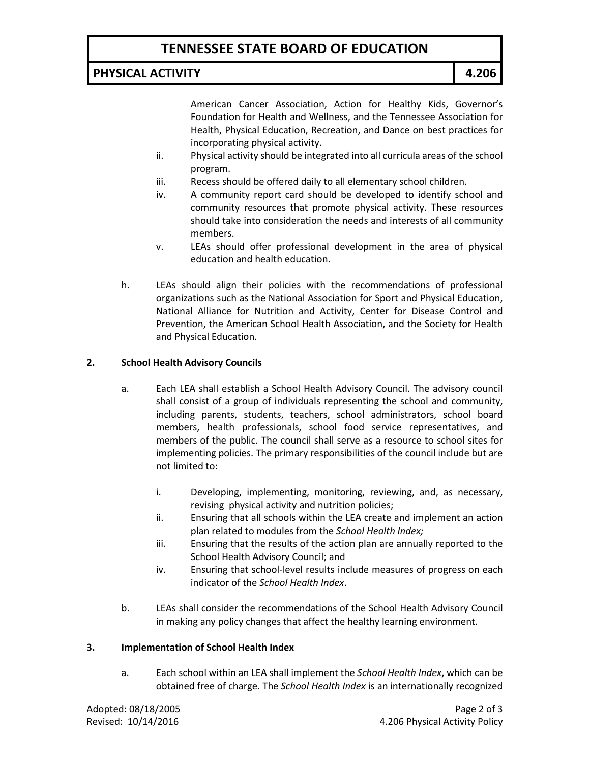American Cancer Association, Action for Healthy Kids, Governor's Foundation for Health and Wellness, and the Tennessee Association for Health, Physical Education, Recreation, and Dance on best practices for incorporating physical activity.

ii. Physical activity should be integrated into all curricula areas of the school program.

iii. Recess should be offered daily to all elementary school children.

iv. A community report card should be developed to identify school and community resources that promote physical activity. These resources should take into consideration the needs and interests of all community members.

v. LEAs should offer professional development in the area of physical education and health education.

h. LEAs should align their policies with the recommendations of professional organizations such as the National Association for Sport and Physical Education, National Alliance for Nutrition and Activity, Center for Disease Control and Prevention, the American School Health Association, and the Society for Health and Physical Education.

**2. School Health Advisory Councils**

a. Each LEA shall establish a School Health Advisory Council. The advisory council shall consist of a group of individuals representing the school and community, including parents, students, teachers, school administrators, school board members, health professionals, school food service representatives, and members of the public. The council shall serve as a resource to school sites for implementing policies. The primary responsibilities of the council include but are not limited to:

i. Developing, implementing, monitoring, reviewing, and, as necessary, revising physical activity and nutrition policies;

ii. Ensuring that all schools within the LEA create and implement an action plan related to modules from the *School Health Index;*

iii. Ensuring that the results of the action plan are annually reported to the School Health Advisory Council; and

iv. Ensuring that school-level results include measures of progress on each indicator of the *School Health Index*.

b. LEAs shall consider the recommendations of the School Health Advisory Council in making any policy changes that affect the healthy learning environment.

**3. Implementation of School Health Index**

a. Each school within an LEA shall implement the *School Health Index*, which can be obtained free of charge. The *School Health Index* is an internationally recognized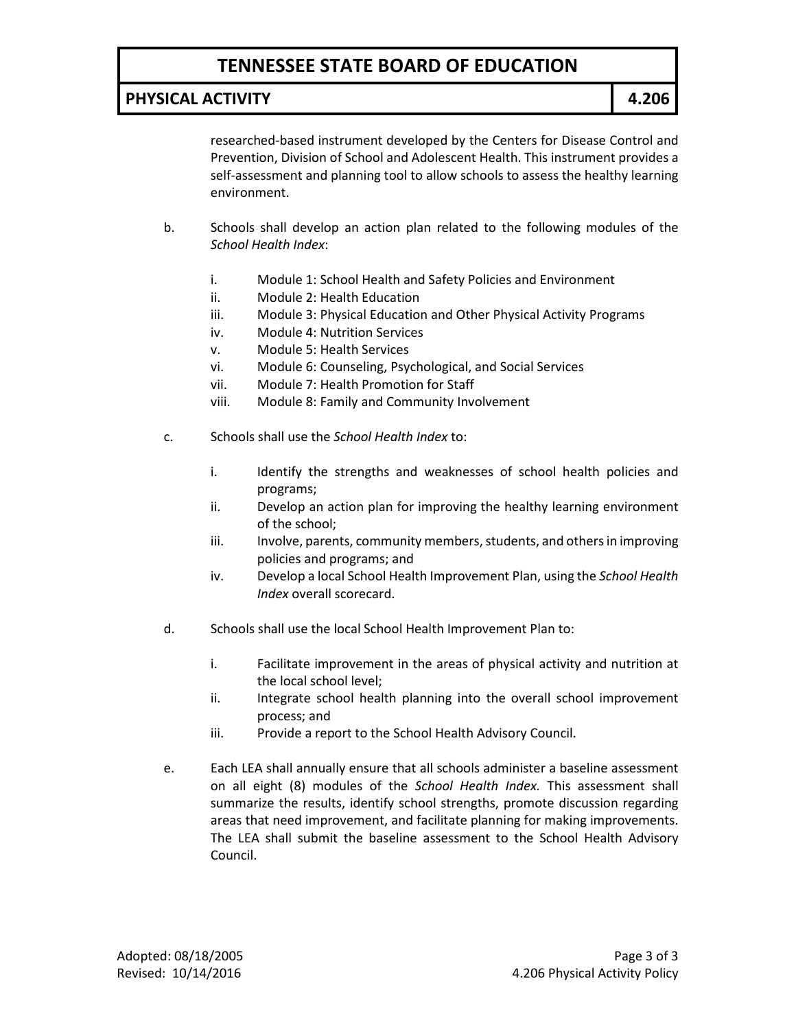researched-based instrument developed by the Centers for Disease Control and Prevention, Division of School and Adolescent Health. This instrument provides a self-assessment and planning tool to allow schools to assess the healthy learning environment.

b. Schools shall develop an action plan related to the following modules of the *School Health Index*:

   i. Module 1: School Health and Safety Policies and Environment
   ii. Module 2: Health Education
   iii. Module 3: Physical Education and Other Physical Activity Programs
   iv. Module 4: Nutrition Services
   v. Module 5: Health Services
   vi. Module 6: Counseling, Psychological, and Social Services
   vii. Module 7: Health Promotion for Staff
   viii. Module 8: Family and Community Involvement

c. Schools shall use the *School Health Index* to:

   i. Identify the strengths and weaknesses of school health policies and programs;
   ii. Develop an action plan for improving the healthy learning environment of the school;
   iii. Involve, parents, community members, students, and others in improving policies and programs; and
   iv. Develop a local School Health Improvement Plan, using the *School Health Index* overall scorecard.

d. Schools shall use the local School Health Improvement Plan to:

   i. Facilitate improvement in the areas of physical activity and nutrition at the local school level;
   ii. Integrate school health planning into the overall school improvement process; and
   iii. Provide a report to the School Health Advisory Council.

e. Each LEA shall annually ensure that all schools administer a baseline assessment on all eight (8) modules of the *School Health Index.* This assessment shall summarize the results, identify school strengths, promote discussion regarding areas that need improvement, and facilitate planning for making improvements. The LEA shall submit the baseline assessment to the School Health Advisory Council.

Adopted: 08/18/2005
Revised: 10/14/2016